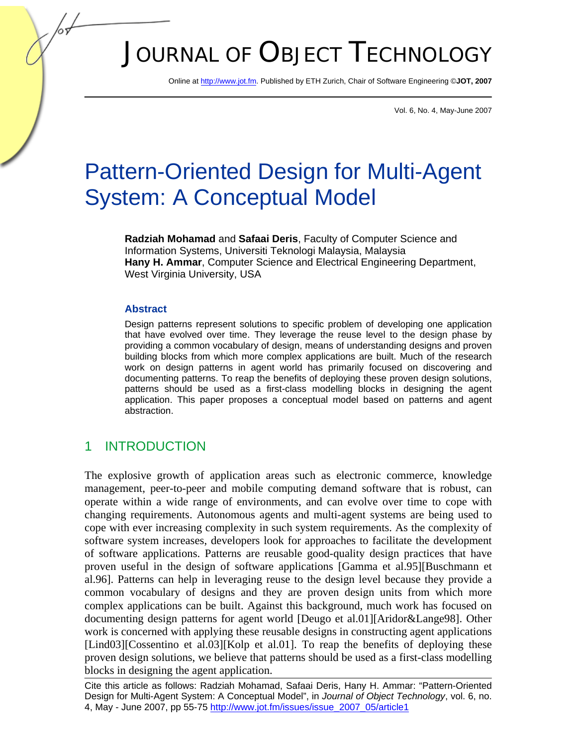# Pattern-Oriented Design for Multi-Agent System: A Conceptual Model

**Radziah Mohamad** and **Safaai Deris**, Faculty of Computer Science and Information Systems, Universiti Teknologi Malaysia, Malaysia
**Hany H. Ammar**, Computer Science and Electrical Engineering Department, West Virginia University, USA

### Abstract

Design patterns represent solutions to specific problem of developing one application that have evolved over time. They leverage the reuse level to the design phase by providing a common vocabulary of design, means of understanding designs and proven building blocks from which more complex applications are built. Much of the research work on design patterns in agent world has primarily focused on discovering and documenting patterns. To reap the benefits of deploying these proven design solutions, patterns should be used as a first-class modelling blocks in designing the agent application. This paper proposes a conceptual model based on patterns and agent abstraction.

## 1 INTRODUCTION

The explosive growth of application areas such as electronic commerce, knowledge management, peer-to-peer and mobile computing demand software that is robust, can operate within a wide range of environments, and can evolve over time to cope with changing requirements. Autonomous agents and multi-agent systems are being used to cope with ever increasing complexity in such system requirements. As the complexity of software system increases, developers look for approaches to facilitate the development of software applications. Patterns are reusable good-quality design practices that have proven useful in the design of software applications [Gamma et al.95][Buschmann et al.96]. Patterns can help in leveraging reuse to the design level because they provide a common vocabulary of designs and they are proven design units from which more complex applications can be built. Against this background, much work has focused on documenting design patterns for agent world [Deugo et al.01][Aridor&Lange98]. Other work is concerned with applying these reusable designs in constructing agent applications [Lind03][Cossentino et al.03][Kolp et al.01]. To reap the benefits of deploying these proven design solutions, we believe that patterns should be used as a first-class modelling blocks in designing the agent application.

Cite this article as follows: Radziah Mohamad, Safaai Deris, Hany H. Ammar: "Pattern-Oriented Design for Multi-Agent System: A Conceptual Model", in *Journal of Object Technology*, vol. 6, no. 4, May - June 2007, pp 55-75 http://www.jot.fm/issues/issue_2007_05/article1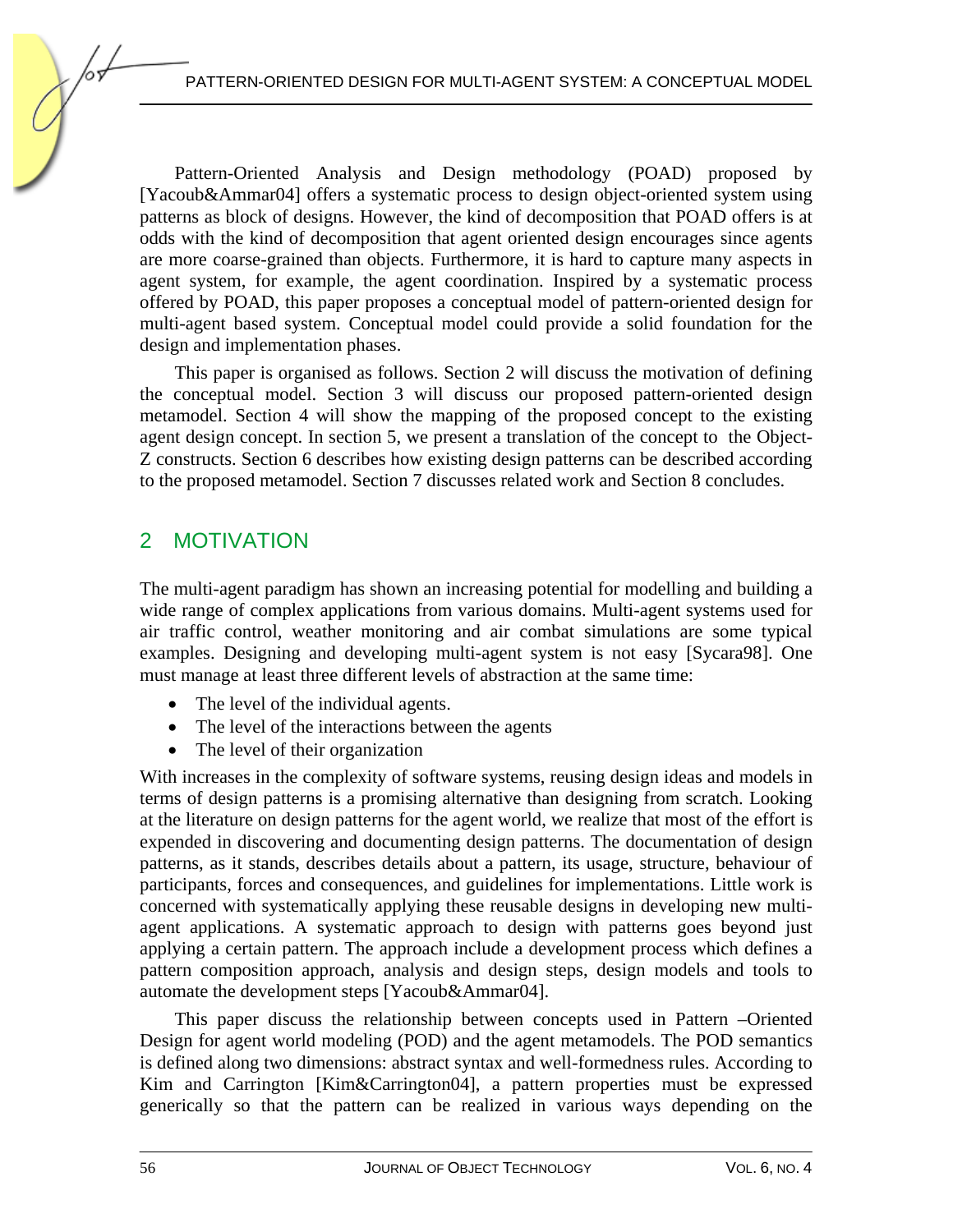Pattern-Oriented Analysis and Design methodology (POAD) proposed by [Yacoub&Ammar04] offers a systematic process to design object-oriented system using patterns as block of designs. However, the kind of decomposition that POAD offers is at odds with the kind of decomposition that agent oriented design encourages since agents are more coarse-grained than objects. Furthermore, it is hard to capture many aspects in agent system, for example, the agent coordination. Inspired by a systematic process offered by POAD, this paper proposes a conceptual model of pattern-oriented design for multi-agent based system. Conceptual model could provide a solid foundation for the design and implementation phases.

This paper is organised as follows. Section 2 will discuss the motivation of defining the conceptual model. Section 3 will discuss our proposed pattern-oriented design metamodel. Section 4 will show the mapping of the proposed concept to the existing agent design concept. In section 5, we present a translation of the concept to the Object-Z constructs. Section 6 describes how existing design patterns can be described according to the proposed metamodel. Section 7 discusses related work and Section 8 concludes.

## 2 MOTIVATION

The multi-agent paradigm has shown an increasing potential for modelling and building a wide range of complex applications from various domains. Multi-agent systems used for air traffic control, weather monitoring and air combat simulations are some typical examples. Designing and developing multi-agent system is not easy [Sycara98]. One must manage at least three different levels of abstraction at the same time:

- The level of the individual agents.
- The level of the interactions between the agents
- The level of their organization

With increases in the complexity of software systems, reusing design ideas and models in terms of design patterns is a promising alternative than designing from scratch. Looking at the literature on design patterns for the agent world, we realize that most of the effort is expended in discovering and documenting design patterns. The documentation of design patterns, as it stands, describes details about a pattern, its usage, structure, behaviour of participants, forces and consequences, and guidelines for implementations. Little work is concerned with systematically applying these reusable designs in developing new multi-agent applications. A systematic approach to design with patterns goes beyond just applying a certain pattern. The approach include a development process which defines a pattern composition approach, analysis and design steps, design models and tools to automate the development steps [Yacoub&Ammar04].

This paper discuss the relationship between concepts used in Pattern –Oriented Design for agent world modeling (POD) and the agent metamodels. The POD semantics is defined along two dimensions: abstract syntax and well-formedness rules. According to Kim and Carrington [Kim&Carrington04], a pattern properties must be expressed generically so that the pattern can be realized in various ways depending on the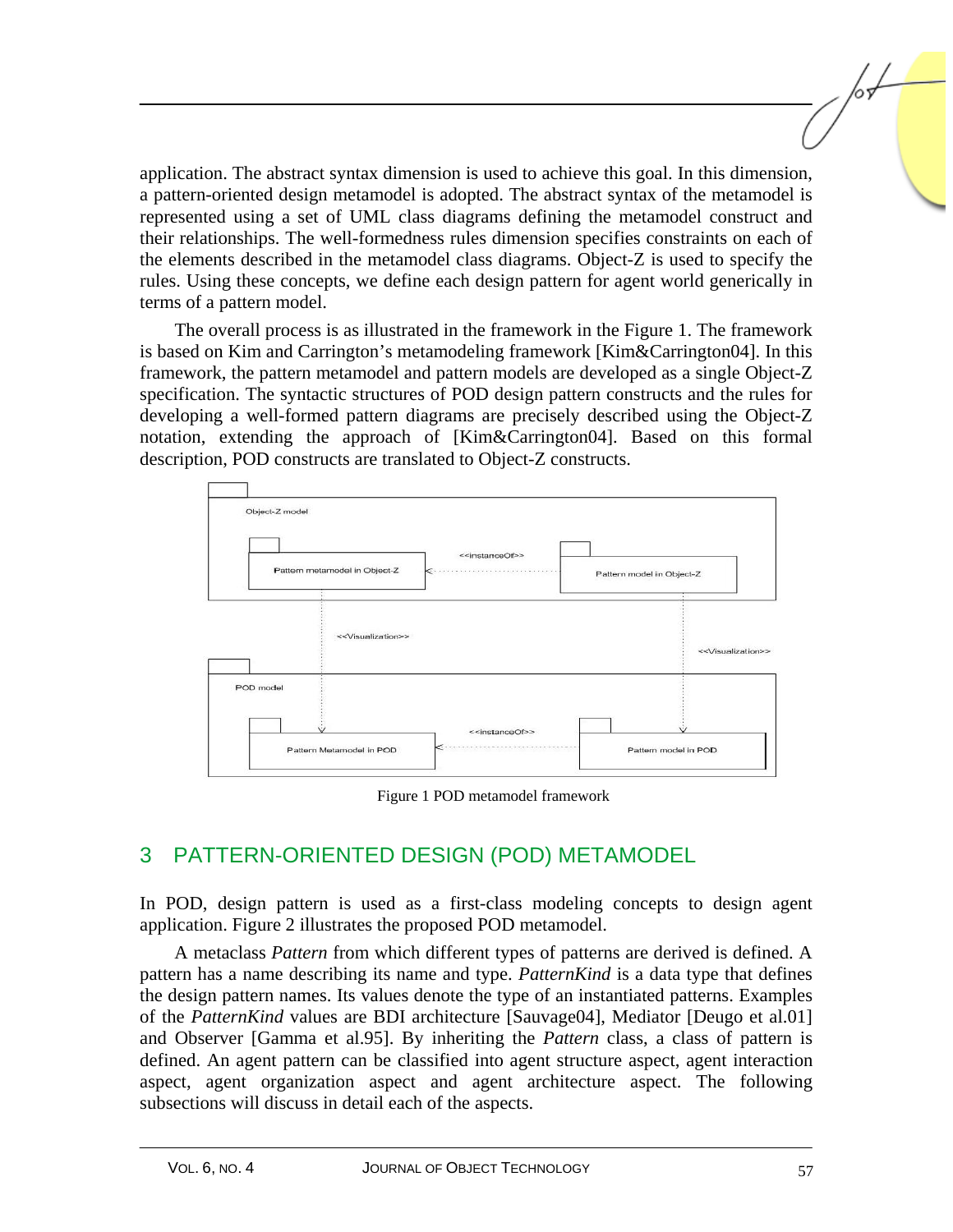application. The abstract syntax dimension is used to achieve this goal. In this dimension, a pattern-oriented design metamodel is adopted. The abstract syntax of the metamodel is represented using a set of UML class diagrams defining the metamodel construct and their relationships. The well-formedness rules dimension specifies constraints on each of the elements described in the metamodel class diagrams. Object-Z is used to specify the rules. Using these concepts, we define each design pattern for agent world generically in terms of a pattern model.

The overall process is as illustrated in the framework in the Figure 1. The framework is based on Kim and Carrington's metamodeling framework [Kim&Carrington04]. In this framework, the pattern metamodel and pattern models are developed as a single Object-Z specification. The syntactic structures of POD design pattern constructs and the rules for developing a well-formed pattern diagrams are precisely described using the Object-Z notation, extending the approach of [Kim&Carrington04]. Based on this formal description, POD constructs are translated to Object-Z constructs.

Figure 1 POD metamodel framework

## 3 PATTERN-ORIENTED DESIGN (POD) METAMODEL

In POD, design pattern is used as a first-class modeling concepts to design agent application. Figure 2 illustrates the proposed POD metamodel.

A metaclass *Pattern* from which different types of patterns are derived is defined. A pattern has a name describing its name and type. *PatternKind* is a data type that defines the design pattern names. Its values denote the type of an instantiated patterns. Examples of the *PatternKind* values are BDI architecture [Sauvage04], Mediator [Deugo et al.01] and Observer [Gamma et al.95]. By inheriting the *Pattern* class, a class of pattern is defined. An agent pattern can be classified into agent structure aspect, agent interaction aspect, agent organization aspect and agent architecture aspect. The following subsections will discuss in detail each of the aspects.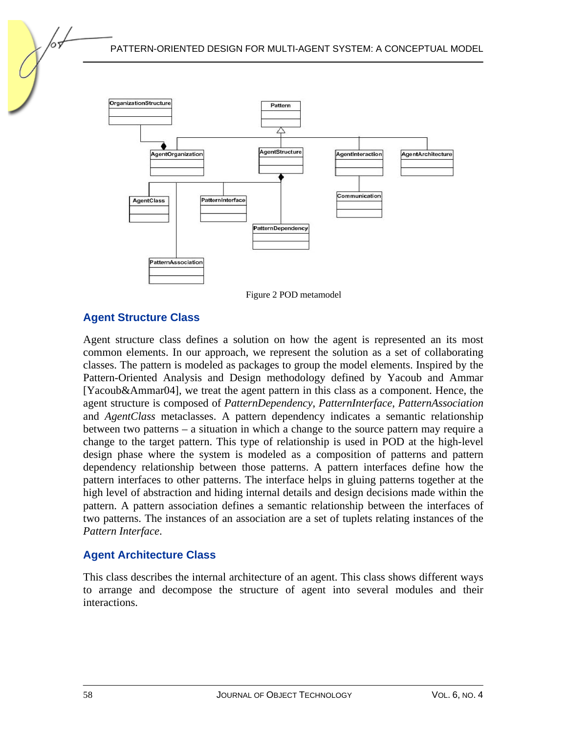Figure 2 POD metamodel

## Agent Structure Class

Agent structure class defines a solution on how the agent is represented an its most common elements. In our approach, we represent the solution as a set of collaborating classes. The pattern is modeled as packages to group the model elements. Inspired by the Pattern-Oriented Analysis and Design methodology defined by Yacoub and Ammar [Yacoub&Ammar04], we treat the agent pattern in this class as a component. Hence, the agent structure is composed of *PatternDependency*, *PatternInterface, PatternAssociation* and *AgentClass* metaclasses. A pattern dependency indicates a semantic relationship between two patterns – a situation in which a change to the source pattern may require a change to the target pattern. This type of relationship is used in POD at the high-level design phase where the system is modeled as a composition of patterns and pattern dependency relationship between those patterns. A pattern interfaces define how the pattern interfaces to other patterns. The interface helps in gluing patterns together at the high level of abstraction and hiding internal details and design decisions made within the pattern. A pattern association defines a semantic relationship between the interfaces of two patterns. The instances of an association are a set of tuplets relating instances of the *Pattern Interface*.

## Agent Architecture Class

This class describes the internal architecture of an agent. This class shows different ways to arrange and decompose the structure of agent into several modules and their interactions.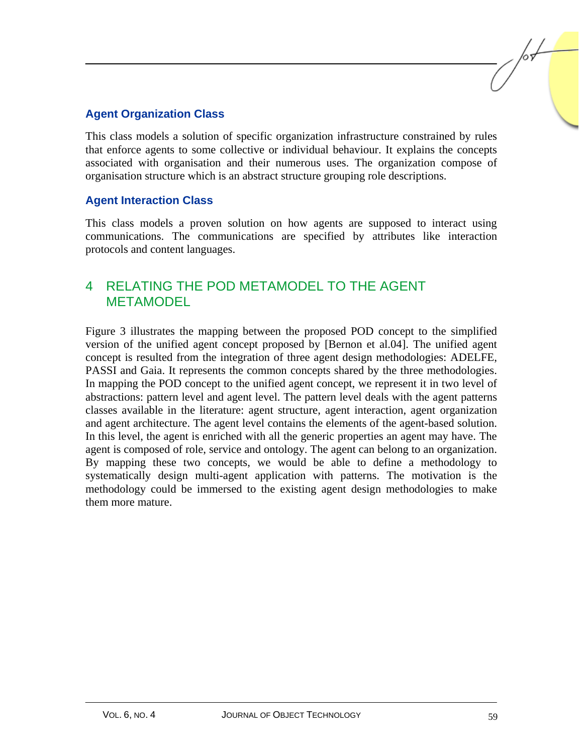### Agent Organization Class

This class models a solution of specific organization infrastructure constrained by rules that enforce agents to some collective or individual behaviour. It explains the concepts associated with organisation and their numerous uses. The organization compose of organisation structure which is an abstract structure grouping role descriptions.

### Agent Interaction Class

This class models a proven solution on how agents are supposed to interact using communications. The communications are specified by attributes like interaction protocols and content languages.

## 4 RELATING THE POD METAMODEL TO THE AGENT METAMODEL

Figure 3 illustrates the mapping between the proposed POD concept to the simplified version of the unified agent concept proposed by [Bernon et al.04]. The unified agent concept is resulted from the integration of three agent design methodologies: ADELFE, PASSI and Gaia. It represents the common concepts shared by the three methodologies. In mapping the POD concept to the unified agent concept, we represent it in two level of abstractions: pattern level and agent level. The pattern level deals with the agent patterns classes available in the literature: agent structure, agent interaction, agent organization and agent architecture. The agent level contains the elements of the agent-based solution. In this level, the agent is enriched with all the generic properties an agent may have. The agent is composed of role, service and ontology. The agent can belong to an organization. By mapping these two concepts, we would be able to define a methodology to systematically design multi-agent application with patterns. The motivation is the methodology could be immersed to the existing agent design methodologies to make them more mature.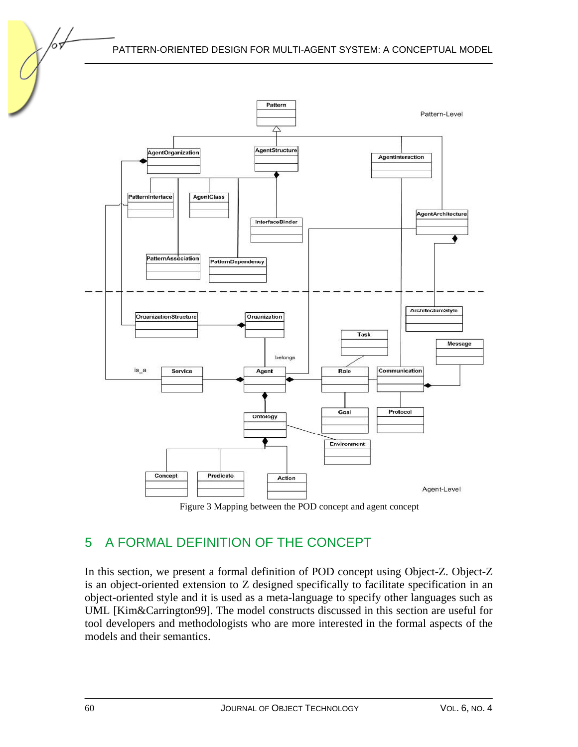Figure 3 Mapping between the POD concept and agent concept

## 5 A FORMAL DEFINITION OF THE CONCEPT

In this section, we present a formal definition of POD concept using Object-Z. Object-Z is an object-oriented extension to Z designed specifically to facilitate specification in an object-oriented style and it is used as a meta-language to specify other languages such as UML [Kim&Carrington99]. The model constructs discussed in this section are useful for tool developers and methodologists who are more interested in the formal aspects of the models and their semantics.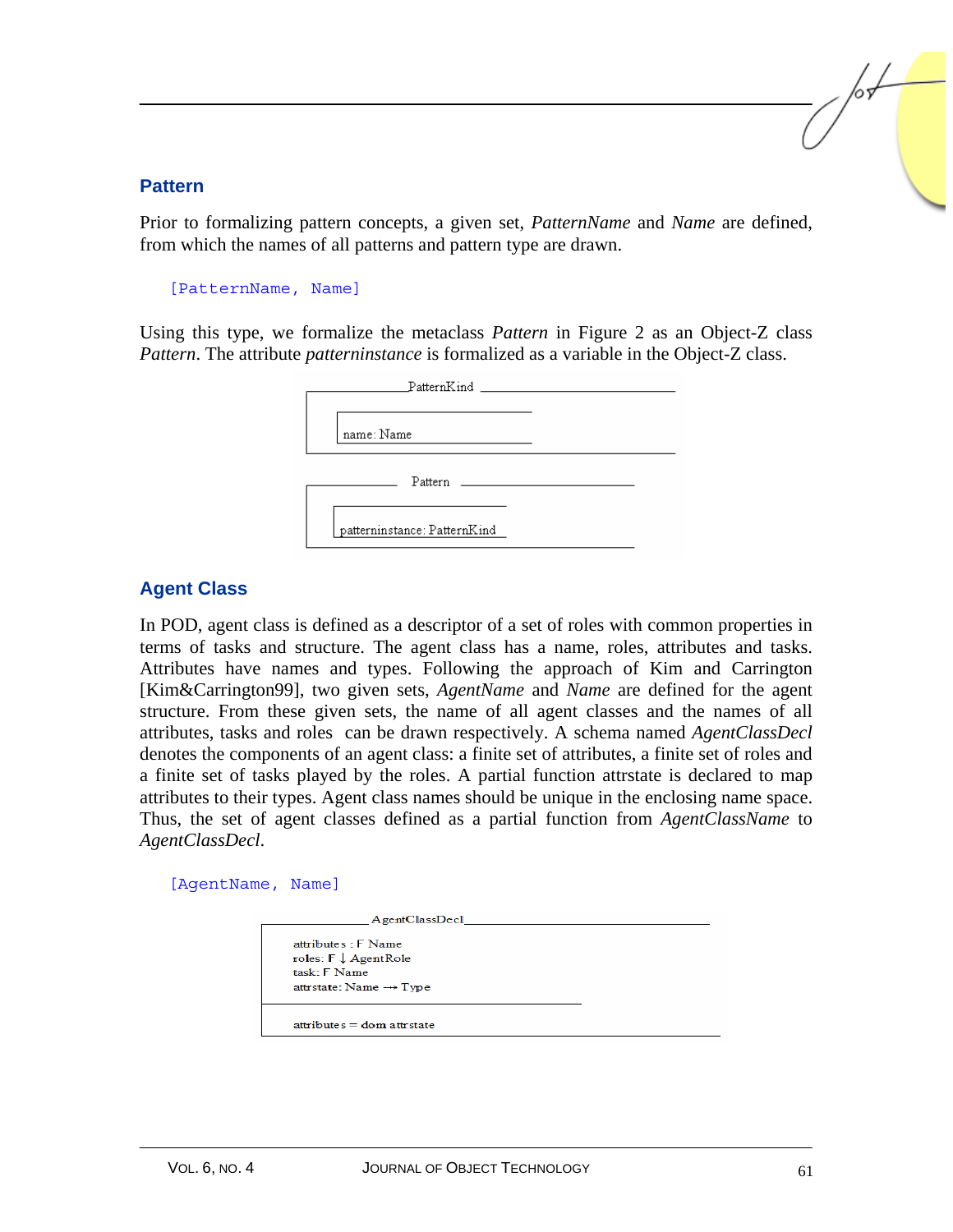## Pattern

Prior to formalizing pattern concepts, a given set, *PatternName* and *Name* are defined, from which the names of all patterns and pattern type are drawn.

```
[PatternName, Name]
```

Using this type, we formalize the metaclass *Pattern* in Figure 2 as an Object-Z class *Pattern*. The attribute *patterninstance* is formalized as a variable in the Object-Z class.

```
PatternKind
  name: Name

Pattern
  patterninstance: PatternKind
```

## Agent Class

In POD, agent class is defined as a descriptor of a set of roles with common properties in terms of tasks and structure. The agent class has a name, roles, attributes and tasks. Attributes have names and types. Following the approach of Kim and Carrington [Kim&Carrington99], two given sets, *AgentName* and *Name* are defined for the agent structure. From these given sets, the name of all agent classes and the names of all attributes, tasks and roles can be drawn respectively. A schema named *AgentClassDecl* denotes the components of an agent class: a finite set of attributes, a finite set of roles and a finite set of tasks played by the roles. A partial function attrstate is declared to map attributes to their types. Agent class names should be unique in the enclosing name space. Thus, the set of agent classes defined as a partial function from *AgentClassName* to *AgentClassDecl*.

```
[AgentName, Name]
```

```
AgentClassDecl
  attributes : F Name
  roles: F ↓ AgentRole
  task: F Name
  attrstate: Name ⇸ Type
  ---
  attributes = dom attrstate
```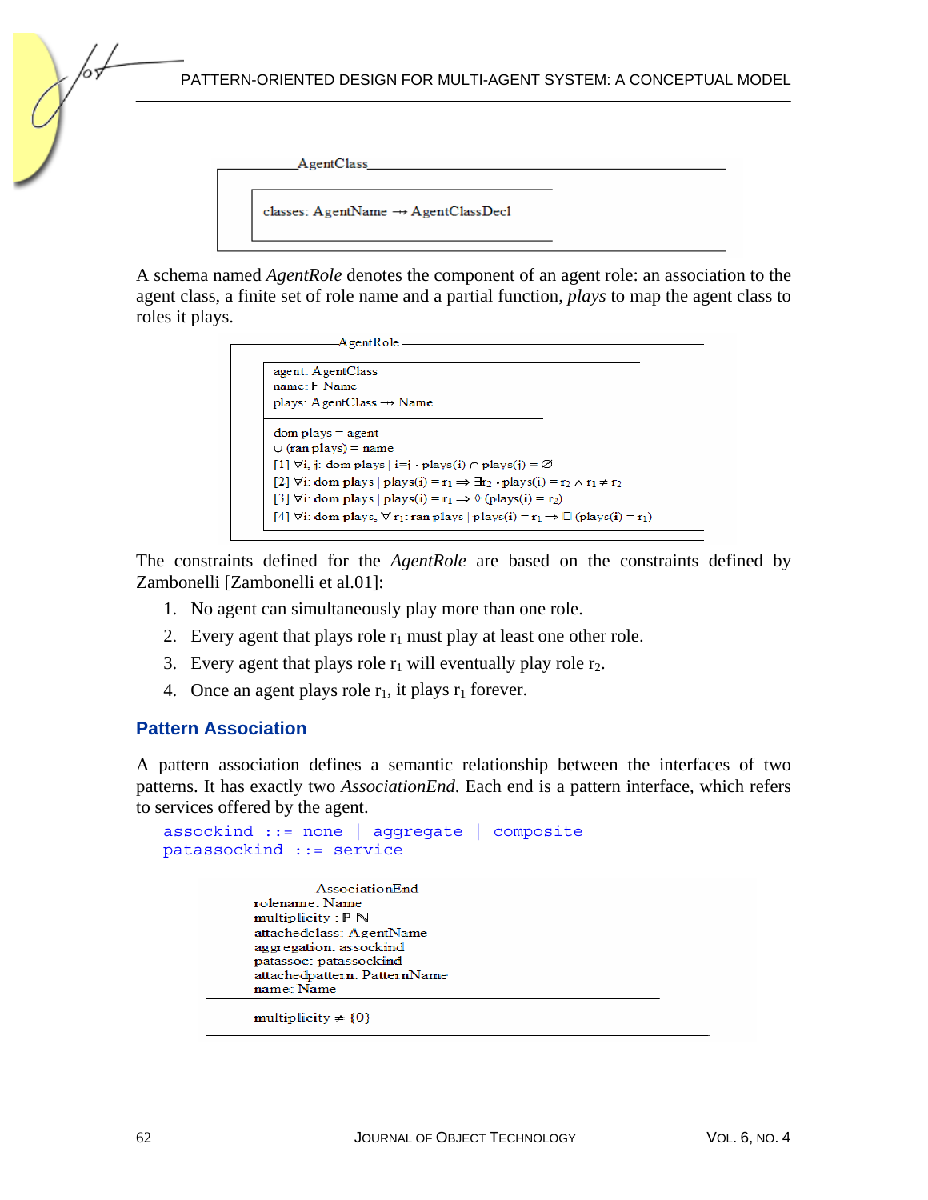```
AgentClass
  classes: AgentName ⇸ AgentClassDecl
```

A schema named *AgentRole* denotes the component of an agent role: an association to the agent class, a finite set of role name and a partial function, *plays* to map the agent class to roles it plays.

```
AgentRole
  agent: AgentClass
  name: F Name
  plays: AgentClass ⇸ Name
  ------------------------------
  dom plays = agent
  ∪ (ran plays) = name
  [1] ∀i, j: dom plays | i=j • plays(i) ∩ plays(j) = ∅
  [2] ∀i: dom plays | plays(i) = r1 ⇒ ∃r2 • plays(i) = r2 ∧ r1 ≠ r2
  [3] ∀i: dom plays | plays(i) = r1 ⇒ ◊ (plays(i) = r2)
  [4] ∀i: dom plays, ∀ r1: ran plays | plays(i) = r1 ⇒ □ (plays(i) = r1)
```

The constraints defined for the *AgentRole* are based on the constraints defined by Zambonelli [Zambonelli et al.01]:

1. No agent can simultaneously play more than one role.
2. Every agent that plays role $r_1$ must play at least one other role.
3. Every agent that plays role $r_1$ will eventually play role $r_2$.
4. Once an agent plays role $r_1$, it plays $r_1$ forever.

## Pattern Association

A pattern association defines a semantic relationship between the interfaces of two patterns. It has exactly two *AssociationEnd*. Each end is a pattern interface, which refers to services offered by the agent.

```
assockind ::= none | aggregate | composite
patassockind ::= service
```

```
AssociationEnd
  rolename: Name
  multiplicity : P ℕ
  attachedclass: AgentName
  aggregation: assockind
  patassoc: patassockind
  attachedpattern: PatternName
  name: Name
  ------------------------------
  multiplicity ≠ {0}
```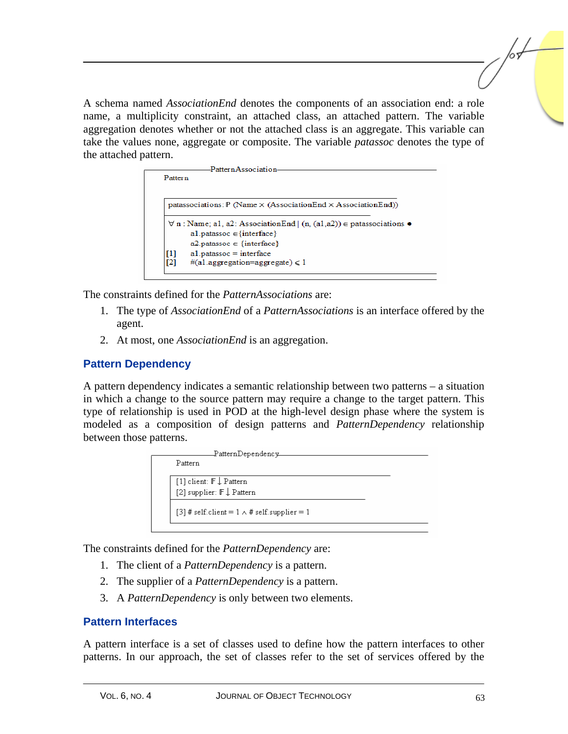A schema named *AssociationEnd* denotes the components of an association end: a role name, a multiplicity constraint, an attached class, an attached pattern. The variable aggregation denotes whether or not the attached class is an aggregate. This variable can take the values none, aggregate or composite. The variable *patassoc* denotes the type of the attached pattern.

```
─PatternAssociation──────────────────────────────────────
 Pattern

 patassociations: ℙ (Name × (AssociationEnd × AssociationEnd))
 ─────────────────────────────────────────────────────────
 ∀ n : Name; a1, a2: AssociationEnd | (n, (a1,a2)) ∈ patassociations •
       a1.patassoc ∈ {interface}
       a2.patassoc ∈ {interface}
 [1]   a1.patassoc = interface
 [2]   #(a1.aggregation=aggregate) ≤ 1
─────────────────────────────────────────────────────────
```

The constraints defined for the *PatternAssociations* are:

1. The type of *AssociationEnd* of a *PatternAssociations* is an interface offered by the agent.
2. At most, one *AssociationEnd* is an aggregation.

## Pattern Dependency

A pattern dependency indicates a semantic relationship between two patterns – a situation in which a change to the source pattern may require a change to the target pattern. This type of relationship is used in POD at the high-level design phase where the system is modeled as a composition of design patterns and *PatternDependency* relationship between those patterns.

```
─PatternDependency───────────────────────────
 Pattern

 [1] client: 𝔽↓ Pattern
 [2] supplier: 𝔽↓ Pattern
 ────────────────────────────────────────────
 [3] # self.client = 1 ∧ # self.supplier = 1
─────────────────────────────────────────────
```

The constraints defined for the *PatternDependency* are:

1. The client of a *PatternDependency* is a pattern.
2. The supplier of a *PatternDependency* is a pattern.
3. A *PatternDependency* is only between two elements.

## Pattern Interfaces

A pattern interface is a set of classes used to define how the pattern interfaces to other patterns. In our approach, the set of classes refer to the set of services offered by the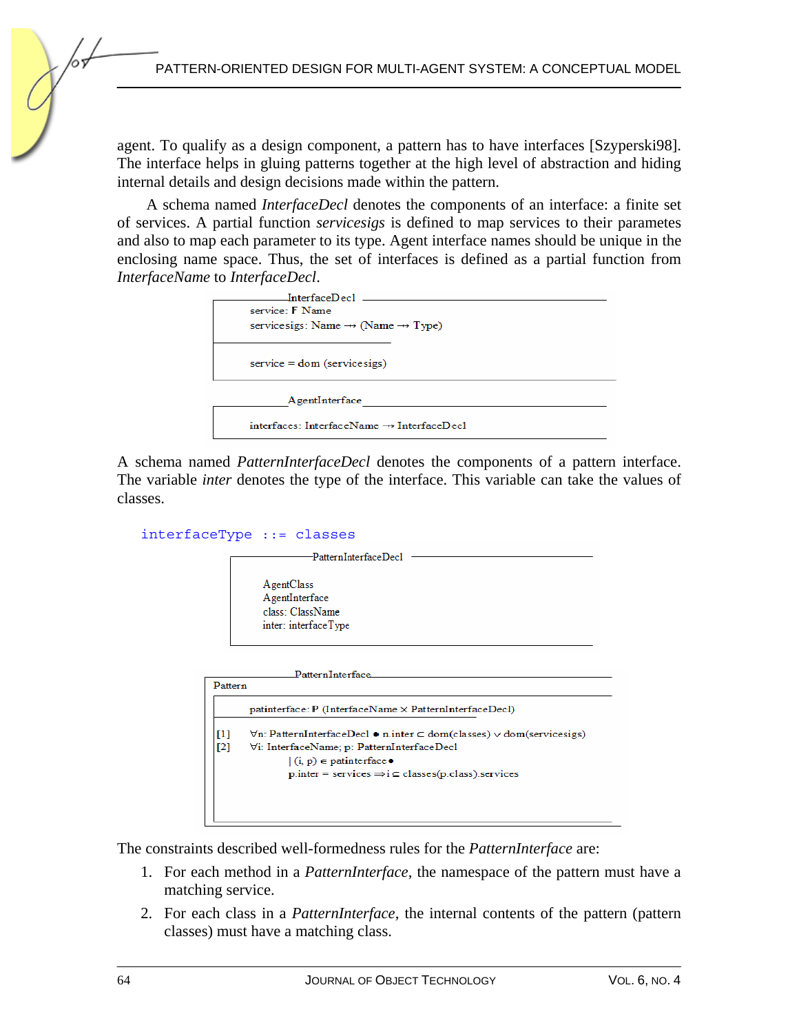agent. To qualify as a design component, a pattern has to have interfaces [Szyperski98]. The interface helps in gluing patterns together at the high level of abstraction and hiding internal details and design decisions made within the pattern.

A schema named *InterfaceDecl* denotes the components of an interface: a finite set of services. A partial function *servicesigs* is defined to map services to their parametes and also to map each parameter to its type. Agent interface names should be unique in the enclosing name space. Thus, the set of interfaces is defined as a partial function from *InterfaceName* to *InterfaceDecl*.

```
InterfaceDecl
service: F Name
servicesigs: Name ⇸ (Name ⇸ Type)
----
service = dom (servicesigs)
```

```
AgentInterface
interfaces: InterfaceName ⇸ InterfaceDecl
```

A schema named *PatternInterfaceDecl* denotes the components of a pattern interface. The variable *inter* denotes the type of the interface. This variable can take the values of classes.

```
interfaceType ::= classes
```

```
PatternInterfaceDecl
AgentClass
AgentInterface
class: ClassName
inter: interfaceType
```

```
PatternInterface
Pattern
patinterface: P (InterfaceName × PatternInterfaceDecl)
----
[1]  ∀n: PatternInterfaceDecl • n.inter ⊂ dom(classes) ∨ dom(servicesigs)
[2]  ∀i: InterfaceName; p: PatternInterfaceDecl
         | (i, p) ∈ patinterface •
         p.inter = services ⇒ i ⊆ classes(p.class).services
```

The constraints described well-formedness rules for the *PatternInterface* are:

1. For each method in a *PatternInterface*, the namespace of the pattern must have a matching service.
2. For each class in a *PatternInterface*, the internal contents of the pattern (pattern classes) must have a matching class.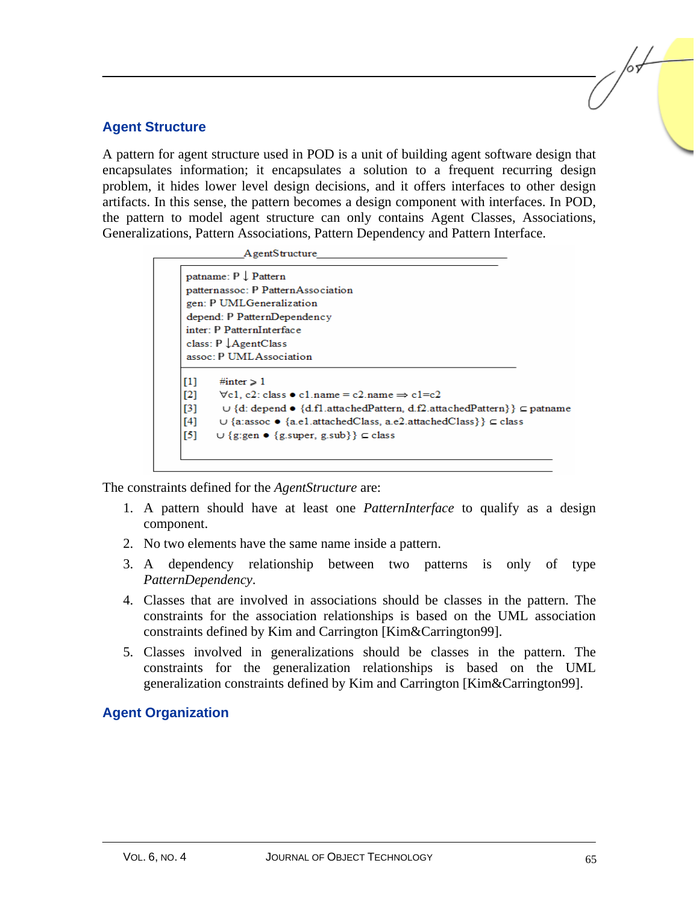## Agent Structure

A pattern for agent structure used in POD is a unit of building agent software design that encapsulates information; it encapsulates a solution to a frequent recurring design problem, it hides lower level design decisions, and it offers interfaces to other design artifacts. In this sense, the pattern becomes a design component with interfaces. In POD, the pattern to model agent structure can only contains Agent Classes, Associations, Generalizations, Pattern Associations, Pattern Dependency and Pattern Interface.

```
_AgentStructure_________________________________
| patname: P ↓ Pattern
| patternassoc: P PatternAssociation
| gen: P UMLGeneralization
| depend: P PatternDependency
| inter: P PatternInterface
| class: P ↓AgentClass
| assoc: P UMLAssociation
|________________________________________________
| [1]   #inter ≥ 1
| [2]   ∀c1, c2: class • c1.name = c2.name ⇒ c1=c2
| [3]   ∪ {d: depend • {d.f1.attachedPattern, d.f2.attachedPattern}} ⊂ patname
| [4]   ∪ {a:assoc • {a.e1.attachedClass, a.e2.attachedClass}} ⊂ class
| [5]   ∪ {g:gen • {g.super, g.sub}} ⊂ class
|________________________________________________
```

The constraints defined for the *AgentStructure* are:

1. A pattern should have at least one *PatternInterface* to qualify as a design component.
2. No two elements have the same name inside a pattern.
3. A dependency relationship between two patterns is only of type *PatternDependency*.
4. Classes that are involved in associations should be classes in the pattern. The constraints for the association relationships is based on the UML association constraints defined by Kim and Carrington [Kim&Carrington99].
5. Classes involved in generalizations should be classes in the pattern. The constraints for the generalization relationships is based on the UML generalization constraints defined by Kim and Carrington [Kim&Carrington99].

## Agent Organization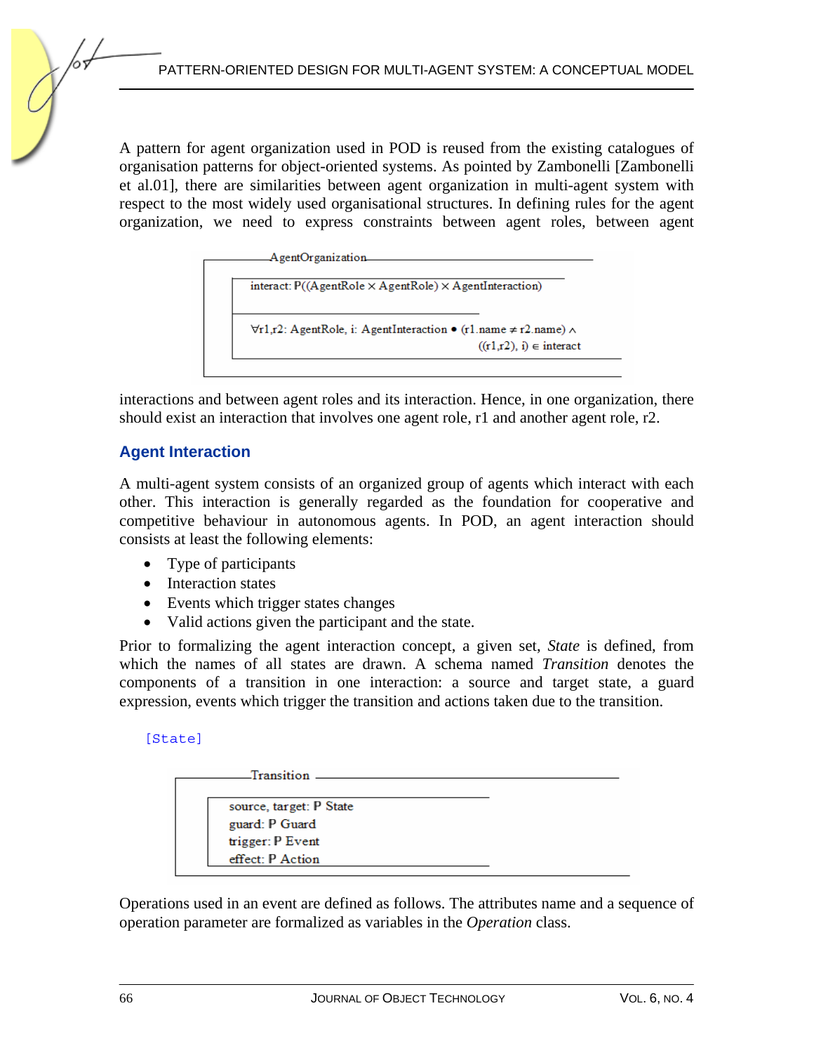A pattern for agent organization used in POD is reused from the existing catalogues of organisation patterns for object-oriented systems. As pointed by Zambonelli [Zambonelli et al.01], there are similarities between agent organization in multi-agent system with respect to the most widely used organisational structures. In defining rules for the agent organization, we need to express constraints between agent roles, between agent

```
AgentOrganization
  interact: P((AgentRole × AgentRole) × AgentInteraction)
  ---
  ∀r1,r2: AgentRole, i: AgentInteraction • (r1.name ≠ r2.name) ∧
                                  ((r1,r2), i) ∈ interact
```

interactions and between agent roles and its interaction. Hence, in one organization, there should exist an interaction that involves one agent role, r1 and another agent role, r2.

## Agent Interaction

A multi-agent system consists of an organized group of agents which interact with each other. This interaction is generally regarded as the foundation for cooperative and competitive behaviour in autonomous agents. In POD, an agent interaction should consists at least the following elements:

- Type of participants
- Interaction states
- Events which trigger states changes
- Valid actions given the participant and the state.

Prior to formalizing the agent interaction concept, a given set, *State* is defined, from which the names of all states are drawn. A schema named *Transition* denotes the components of a transition in one interaction: a source and target state, a guard expression, events which trigger the transition and actions taken due to the transition.

```
[State]
```

```
Transition
  source, target: P State
  guard: P Guard
  trigger: P Event
  effect: P Action
```

Operations used in an event are defined as follows. The attributes name and a sequence of operation parameter are formalized as variables in the *Operation* class.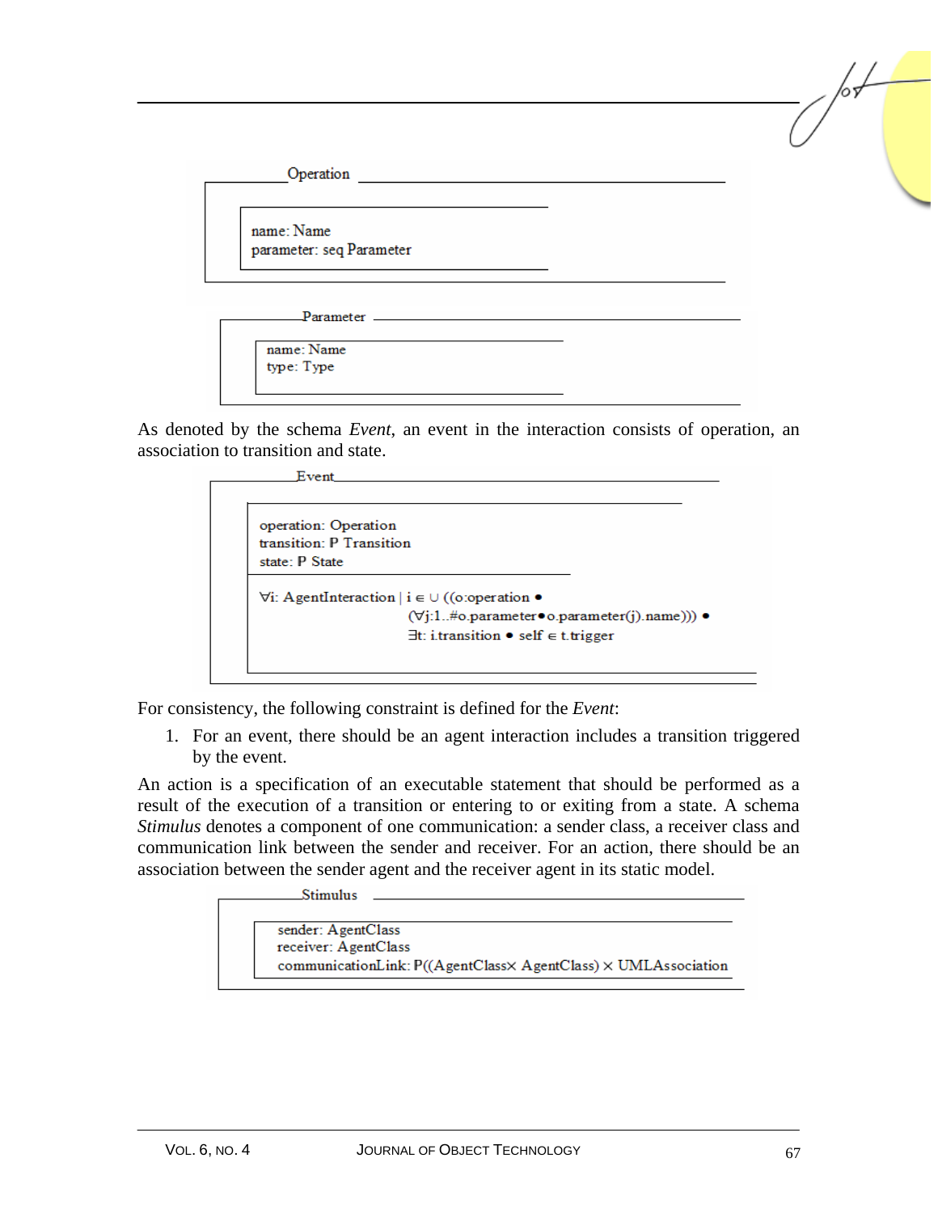```
Operation
name: Name
parameter: seq Parameter
```

```
Parameter
name: Name
type: Type
```

As denoted by the schema *Event*, an event in the interaction consists of operation, an association to transition and state.

```
Event
operation: Operation
transition: P Transition
state: P State
---
∀i: AgentInteraction | i ∈ ∪ ((o:operation •
        (∀j:1..#o.parameter • o.parameter(j).name))) •
        ∃t: i.transition • self ∈ t.trigger
```

For consistency, the following constraint is defined for the *Event*:

1. For an event, there should be an agent interaction includes a transition triggered by the event.

An action is a specification of an executable statement that should be performed as a result of the execution of a transition or entering to or exiting from a state. A schema *Stimulus* denotes a component of one communication: a sender class, a receiver class and communication link between the sender and receiver. For an action, there should be an association between the sender agent and the receiver agent in its static model.

```
Stimulus
sender: AgentClass
receiver: AgentClass
communicationLink: P((AgentClass× AgentClass) × UMLAssociation
```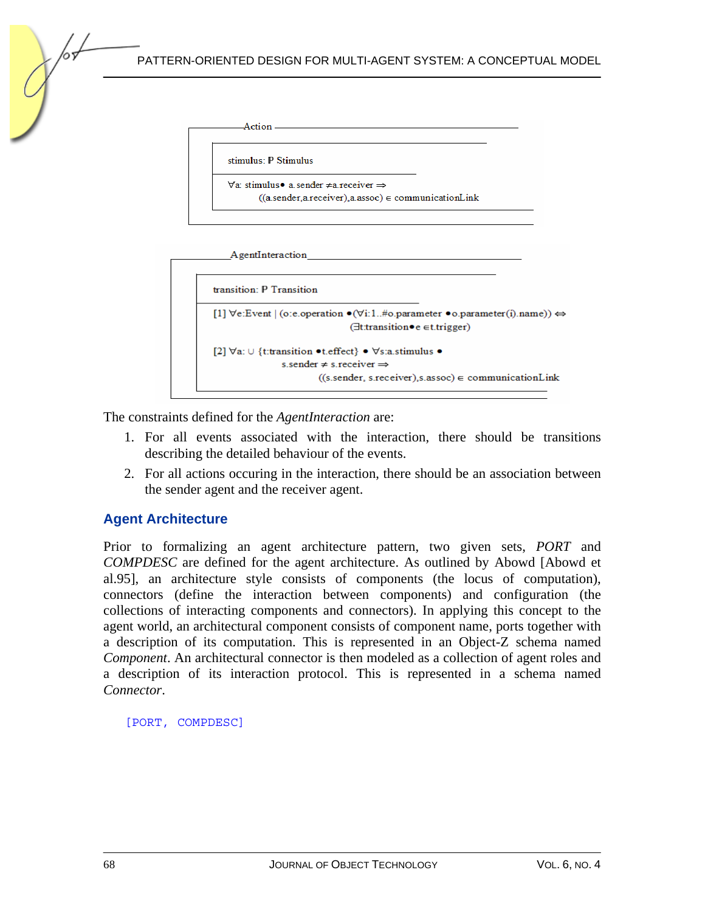```
Action
    stimulus: P Stimulus
    ∀a: stimulus• a.sender ≠ a.receiver ⇒
        ((a.sender,a.receiver),a.assoc) ∈ communicationLink
```

```
AgentInteraction
    transition: P Transition
    [1] ∀e:Event | (o:e.operation •(∀i:1..#o.parameter •o.parameter(i).name)) ⇔
            (∃t:transition• e ∈t.trigger)

    [2] ∀a: ∪ {t:transition •t.effect} • ∀s:a.stimulus •
            s.sender ≠ s.receiver ⇒
                ((s.sender, s.receiver),s.assoc) ∈ communicationLink
```

The constraints defined for the *AgentInteraction* are:

1. For all events associated with the interaction, there should be transitions describing the detailed behaviour of the events.
2. For all actions occuring in the interaction, there should be an association between the sender agent and the receiver agent.

## Agent Architecture

Prior to formalizing an agent architecture pattern, two given sets, *PORT* and *COMPDESC* are defined for the agent architecture. As outlined by Abowd [Abowd et al.95], an architecture style consists of components (the locus of computation), connectors (define the interaction between components) and configuration (the collections of interacting components and connectors). In applying this concept to the agent world, an architectural component consists of component name, ports together with a description of its computation. This is represented in an Object-Z schema named *Component*. An architectural connector is then modeled as a collection of agent roles and a description of its interaction protocol. This is represented in a schema named *Connector*.

```
[PORT, COMPDESC]
```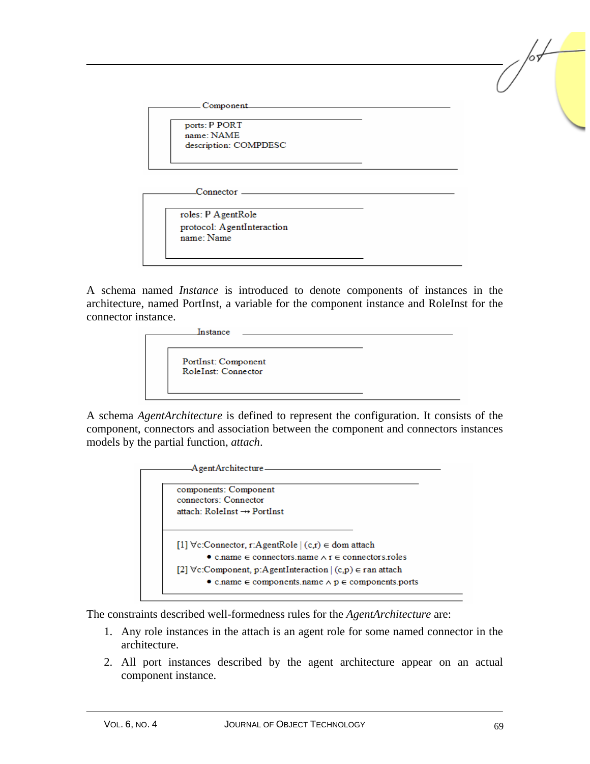```
Component
  ports: P PORT
  name: NAME
  description: COMPDESC
```

```
Connector
  roles: P AgentRole
  protocol: AgentInteraction
  name: Name
```

A schema named *Instance* is introduced to denote components of instances in the architecture, named PortInst, a variable for the component instance and RoleInst for the connector instance.

```
Instance
  PortInst: Component
  RoleInst: Connector
```

A schema *AgentArchitecture* is defined to represent the configuration. It consists of the component, connectors and association between the component and connectors instances models by the partial function, *attach*.

```
AgentArchitecture
  components: Component
  connectors: Connector
  attach: RoleInst ⇸ PortInst
  ---------------------------------
  [1] ∀c:Connector, r:AgentRole | (c,r) ∈ dom attach
        • c.name ∈ connectors.name ∧ r ∈ connectors.roles
  [2] ∀c:Component, p:AgentInteraction | (c,p) ∈ ran attach
        • c.name ∈ components.name ∧ p ∈ components.ports
```

The constraints described well-formedness rules for the *AgentArchitecture* are:

1. Any role instances in the attach is an agent role for some named connector in the architecture.
2. All port instances described by the agent architecture appear on an actual component instance.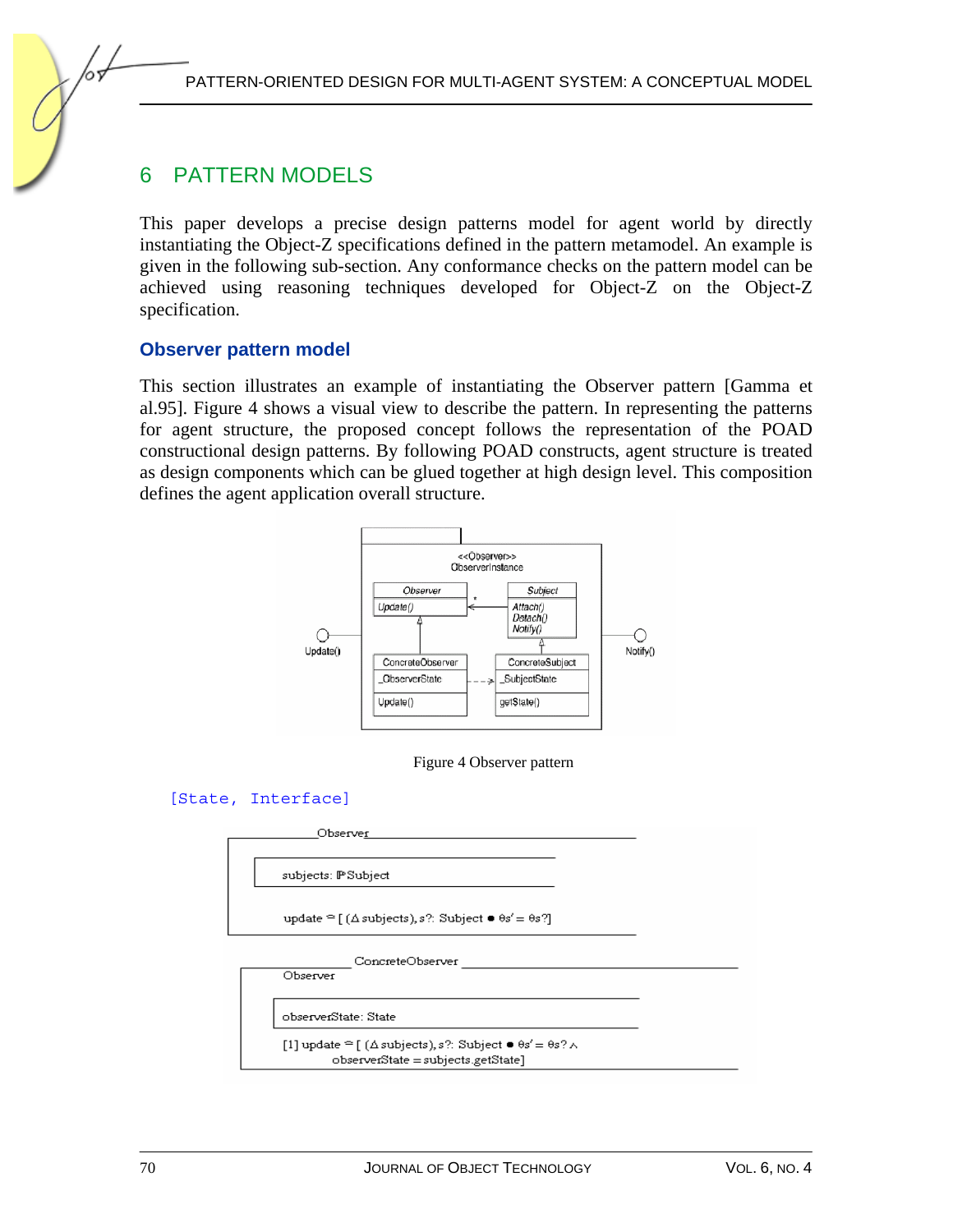# 6 PATTERN MODELS

This paper develops a precise design patterns model for agent world by directly instantiating the Object-Z specifications defined in the pattern metamodel. An example is given in the following sub-section. Any conformance checks on the pattern model can be achieved using reasoning techniques developed for Object-Z on the Object-Z specification.

## Observer pattern model

This section illustrates an example of instantiating the Observer pattern [Gamma et al.95]. Figure 4 shows a visual view to describe the pattern. In representing the patterns for agent structure, the proposed concept follows the representation of the POAD constructional design patterns. By following POAD constructs, agent structure is treated as design components which can be glued together at high design level. This composition defines the agent application overall structure.

Figure 4 Observer pattern

```
[State, Interface]
```

**Observer**

subjects: $\mathbb{P}$Subject

update $\hat{=}$ [ ($\Delta$ subjects), s?: Subject • $\theta s' = \theta s?$]

**ConcreteObserver**

Observer

observerState: State

[1] update $\hat{=}$ [ ($\Delta$ subjects), s?: Subject • $\theta s' = \theta s? \wedge$ observerState = subjects.getState]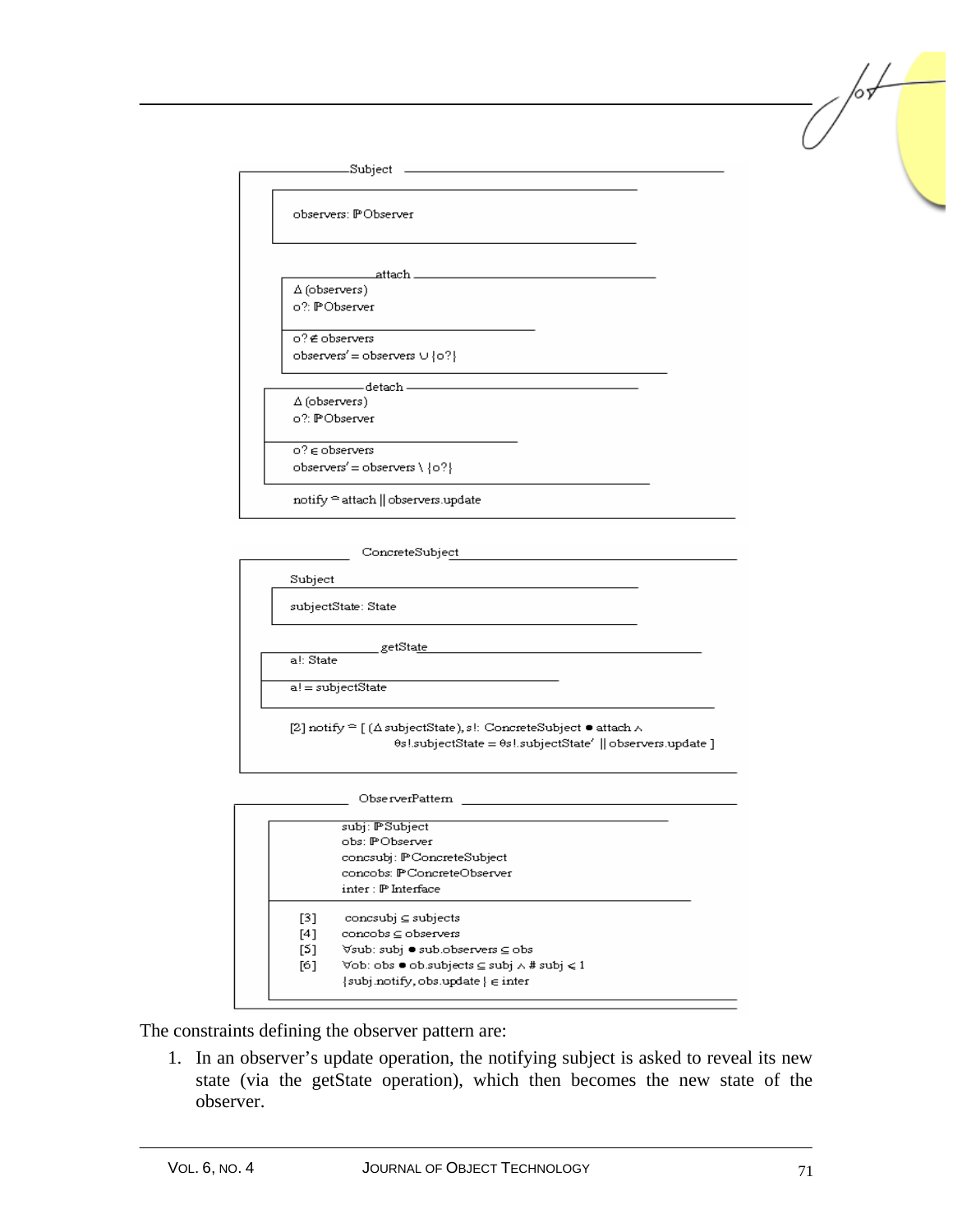**Subject**

$$observers: \mathbb{P}Observer$$

**attach**

$\Delta (observers)$
$o?: \mathbb{P}Observer$

$o? \notin observers$
$observers' = observers \cup \{o?\}$

**detach**

$\Delta (observers)$
$o?: \mathbb{P}Observer$

$o? \in observers$
$observers' = observers \setminus \{o?\}$

$notify \mathrel{\widehat=} attach \parallel observers.update$

**ConcreteSubject**

Subject

$subjectState: State$

**getState**

$a!: State$

$a! = subjectState$

[2] $notify \mathrel{\widehat=} [\ (\Delta\ subjectState), s!: ConcreteSubject \bullet attach \wedge \theta s!.subjectState = \theta s!.subjectState' \parallel observers.update\ ]$

**ObserverPattern**

$subj: \mathbb{P}Subject$
$obs: \mathbb{P}Observer$
$concsubj: \mathbb{P}ConcreteSubject$
$concobs: \mathbb{P}ConcreteObserver$
$inter: \mathbb{P}\ Interface$

[3] $concsubj \subseteq subjects$
[4] $concobs \subseteq observers$
[5] $\forall sub: subj \bullet sub.observers \subseteq obs$
[6] $\forall ob: obs \bullet ob.subjects \subseteq subj \wedge \#\ subj \leqslant 1$
$\{subj.notify, obs.update\} \in inter$

The constraints defining the observer pattern are:

1. In an observer's update operation, the notifying subject is asked to reveal its new state (via the getState operation), which then becomes the new state of the observer.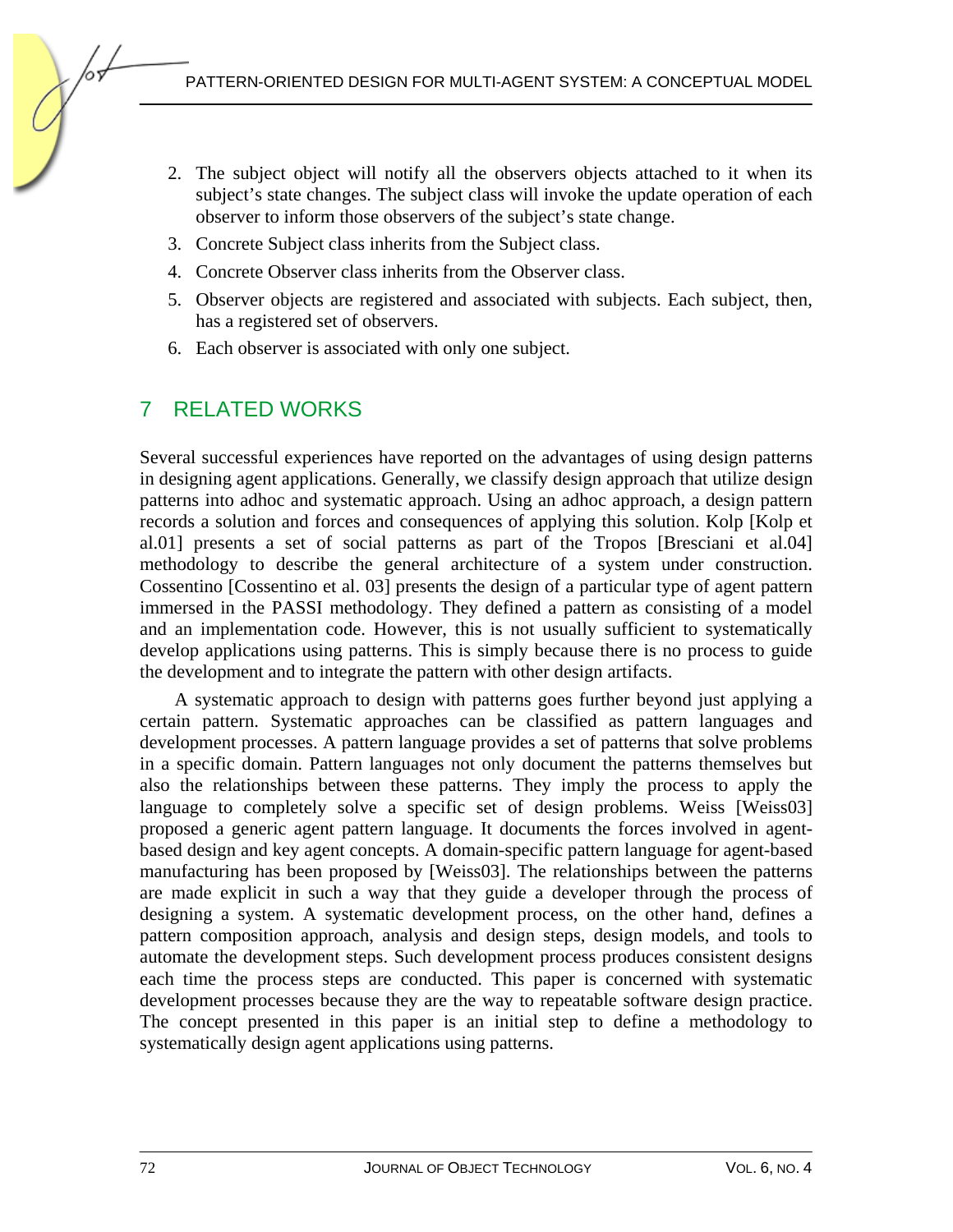2. The subject object will notify all the observers objects attached to it when its subject's state changes. The subject class will invoke the update operation of each observer to inform those observers of the subject's state change.
3. Concrete Subject class inherits from the Subject class.
4. Concrete Observer class inherits from the Observer class.
5. Observer objects are registered and associated with subjects. Each subject, then, has a registered set of observers.
6. Each observer is associated with only one subject.

## 7 RELATED WORKS

Several successful experiences have reported on the advantages of using design patterns in designing agent applications. Generally, we classify design approach that utilize design patterns into adhoc and systematic approach. Using an adhoc approach, a design pattern records a solution and forces and consequences of applying this solution. Kolp [Kolp et al.01] presents a set of social patterns as part of the Tropos [Bresciani et al.04] methodology to describe the general architecture of a system under construction. Cossentino [Cossentino et al. 03] presents the design of a particular type of agent pattern immersed in the PASSI methodology. They defined a pattern as consisting of a model and an implementation code. However, this is not usually sufficient to systematically develop applications using patterns. This is simply because there is no process to guide the development and to integrate the pattern with other design artifacts.

A systematic approach to design with patterns goes further beyond just applying a certain pattern. Systematic approaches can be classified as pattern languages and development processes. A pattern language provides a set of patterns that solve problems in a specific domain. Pattern languages not only document the patterns themselves but also the relationships between these patterns. They imply the process to apply the language to completely solve a specific set of design problems. Weiss [Weiss03] proposed a generic agent pattern language. It documents the forces involved in agent-based design and key agent concepts. A domain-specific pattern language for agent-based manufacturing has been proposed by [Weiss03]. The relationships between the patterns are made explicit in such a way that they guide a developer through the process of designing a system. A systematic development process, on the other hand, defines a pattern composition approach, analysis and design steps, design models, and tools to automate the development steps. Such development process produces consistent designs each time the process steps are conducted. This paper is concerned with systematic development processes because they are the way to repeatable software design practice. The concept presented in this paper is an initial step to define a methodology to systematically design agent applications using patterns.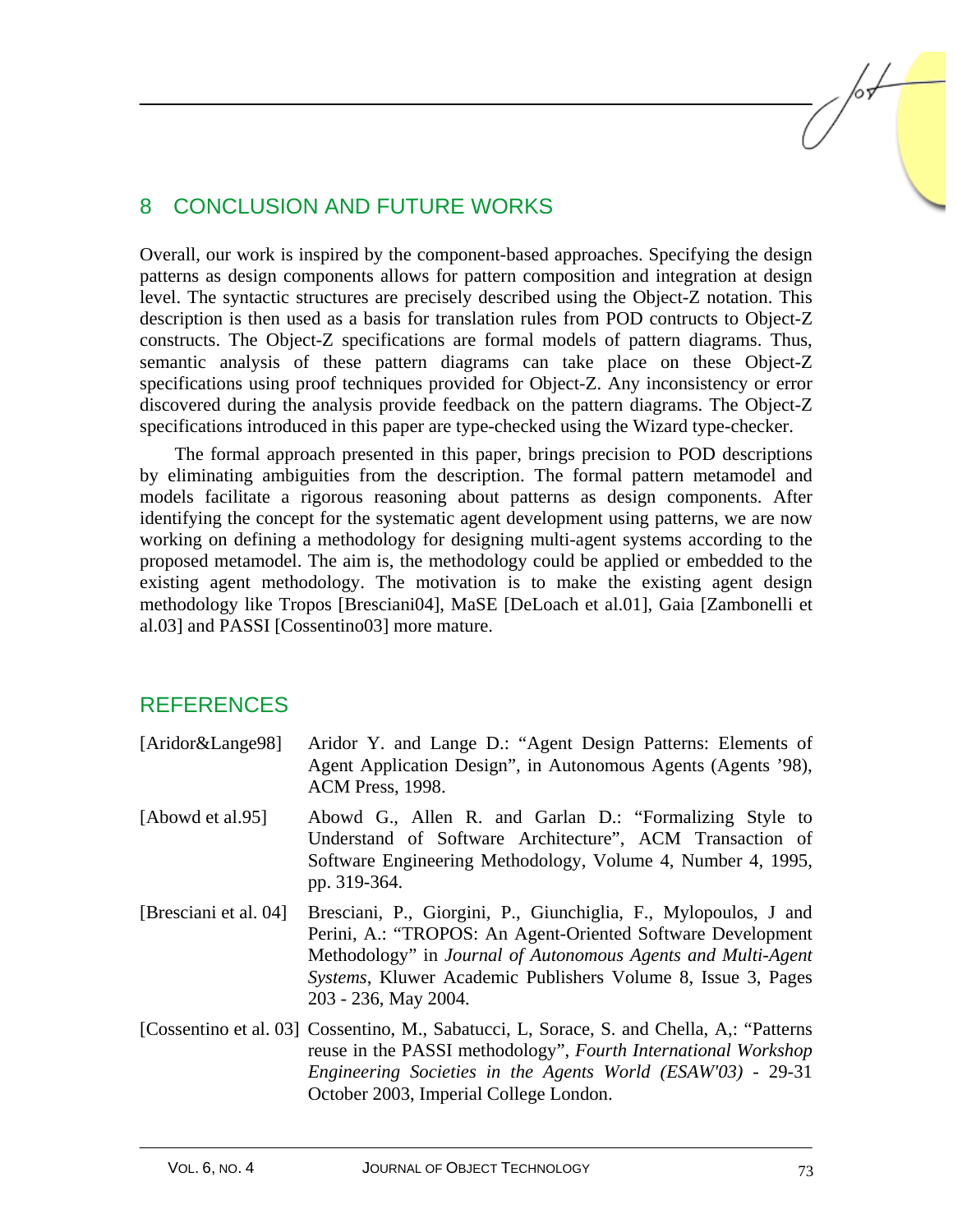## 8 CONCLUSION AND FUTURE WORKS

Overall, our work is inspired by the component-based approaches. Specifying the design patterns as design components allows for pattern composition and integration at design level. The syntactic structures are precisely described using the Object-Z notation. This description is then used as a basis for translation rules from POD contructs to Object-Z constructs. The Object-Z specifications are formal models of pattern diagrams. Thus, semantic analysis of these pattern diagrams can take place on these Object-Z specifications using proof techniques provided for Object-Z. Any inconsistency or error discovered during the analysis provide feedback on the pattern diagrams. The Object-Z specifications introduced in this paper are type-checked using the Wizard type-checker.

The formal approach presented in this paper, brings precision to POD descriptions by eliminating ambiguities from the description. The formal pattern metamodel and models facilitate a rigorous reasoning about patterns as design components. After identifying the concept for the systematic agent development using patterns, we are now working on defining a methodology for designing multi-agent systems according to the proposed metamodel. The aim is, the methodology could be applied or embedded to the existing agent methodology. The motivation is to make the existing agent design methodology like Tropos [Bresciani04], MaSE [DeLoach et al.01], Gaia [Zambonelli et al.03] and PASSI [Cossentino03] more mature.

## REFERENCES

[Aridor&Lange98] Aridor Y. and Lange D.: "Agent Design Patterns: Elements of Agent Application Design", in Autonomous Agents (Agents '98), ACM Press, 1998.

[Abowd et al.95] Abowd G., Allen R. and Garlan D.: "Formalizing Style to Understand of Software Architecture", ACM Transaction of Software Engineering Methodology, Volume 4, Number 4, 1995, pp. 319-364.

[Bresciani et al. 04] Bresciani, P., Giorgini, P., Giunchiglia, F., Mylopoulos, J and Perini, A.: "TROPOS: An Agent-Oriented Software Development Methodology" in *Journal of Autonomous Agents and Multi-Agent Systems*, Kluwer Academic Publishers Volume 8, Issue 3, Pages 203 - 236, May 2004.

[Cossentino et al. 03] Cossentino, M., Sabatucci, L, Sorace, S. and Chella, A,: "Patterns reuse in the PASSI methodology", *Fourth International Workshop Engineering Societies in the Agents World (ESAW'03)* - 29-31 October 2003, Imperial College London.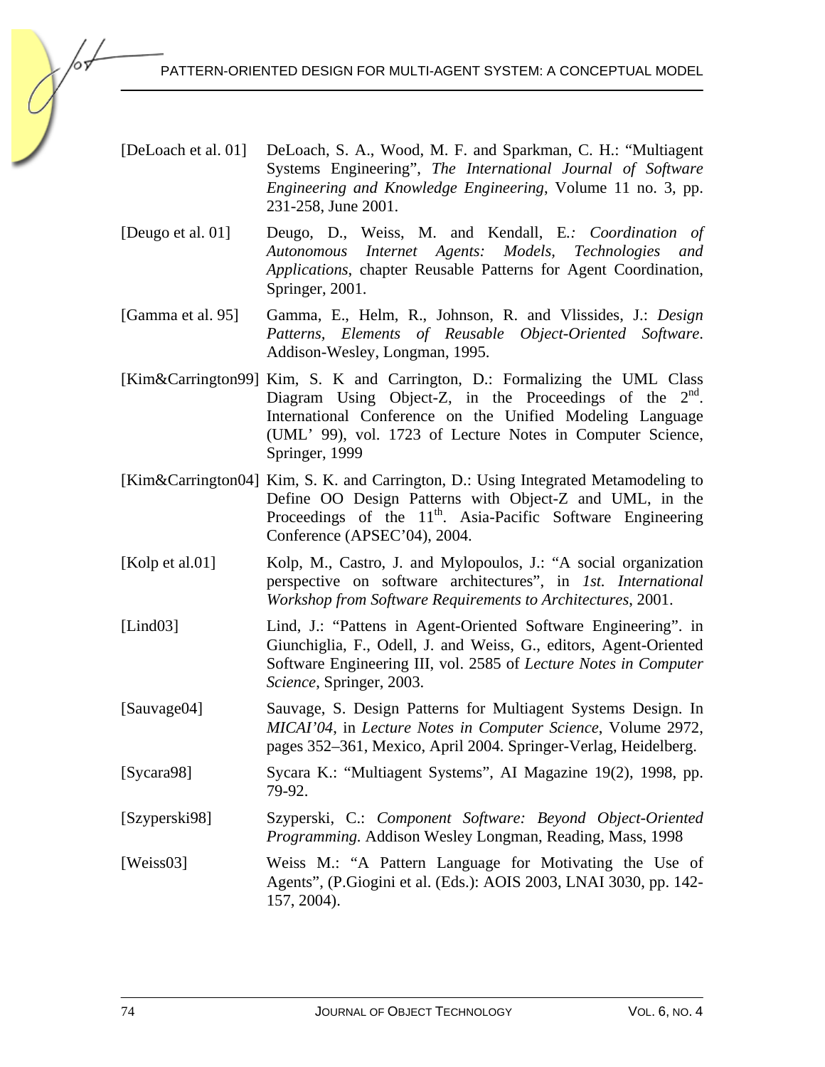[DeLoach et al. 01] DeLoach, S. A., Wood, M. F. and Sparkman, C. H.: "Multiagent Systems Engineering", *The International Journal of Software Engineering and Knowledge Engineering*, Volume 11 no. 3, pp. 231-258, June 2001.

[Deugo et al. 01] Deugo, D., Weiss, M. and Kendall, E.*: Coordination of Autonomous Internet Agents: Models, Technologies and Applications*, chapter Reusable Patterns for Agent Coordination, Springer, 2001.

[Gamma et al. 95] Gamma, E., Helm, R., Johnson, R. and Vlissides, J.: *Design Patterns, Elements of Reusable Object-Oriented Software*. Addison-Wesley, Longman, 1995.

[Kim&Carrington99] Kim, S. K and Carrington, D.: Formalizing the UML Class Diagram Using Object-Z, in the Proceedings of the 2nd. International Conference on the Unified Modeling Language (UML' 99), vol. 1723 of Lecture Notes in Computer Science, Springer, 1999

[Kim&Carrington04] Kim, S. K. and Carrington, D.: Using Integrated Metamodeling to Define OO Design Patterns with Object-Z and UML, in the Proceedings of the 11th. Asia-Pacific Software Engineering Conference (APSEC'04), 2004.

[Kolp et al.01] Kolp, M., Castro, J. and Mylopoulos, J.: "A social organization perspective on software architectures", in *1st. International Workshop from Software Requirements to Architectures*, 2001.

[Lind03] Lind, J.: "Pattens in Agent-Oriented Software Engineering". in Giunchiglia, F., Odell, J. and Weiss, G., editors, Agent-Oriented Software Engineering III, vol. 2585 of *Lecture Notes in Computer Science*, Springer, 2003.

[Sauvage04] Sauvage, S. Design Patterns for Multiagent Systems Design. In *MICAI'04*, in *Lecture Notes in Computer Science*, Volume 2972, pages 352–361, Mexico, April 2004. Springer-Verlag, Heidelberg.

[Sycara98] Sycara K.: "Multiagent Systems", AI Magazine 19(2), 1998, pp. 79-92.

[Szyperski98] Szyperski, C.: *Component Software: Beyond Object-Oriented Programming.* Addison Wesley Longman, Reading, Mass, 1998

[Weiss03] Weiss M.: "A Pattern Language for Motivating the Use of Agents", (P.Giogini et al. (Eds.): AOIS 2003, LNAI 3030, pp. 142-157, 2004).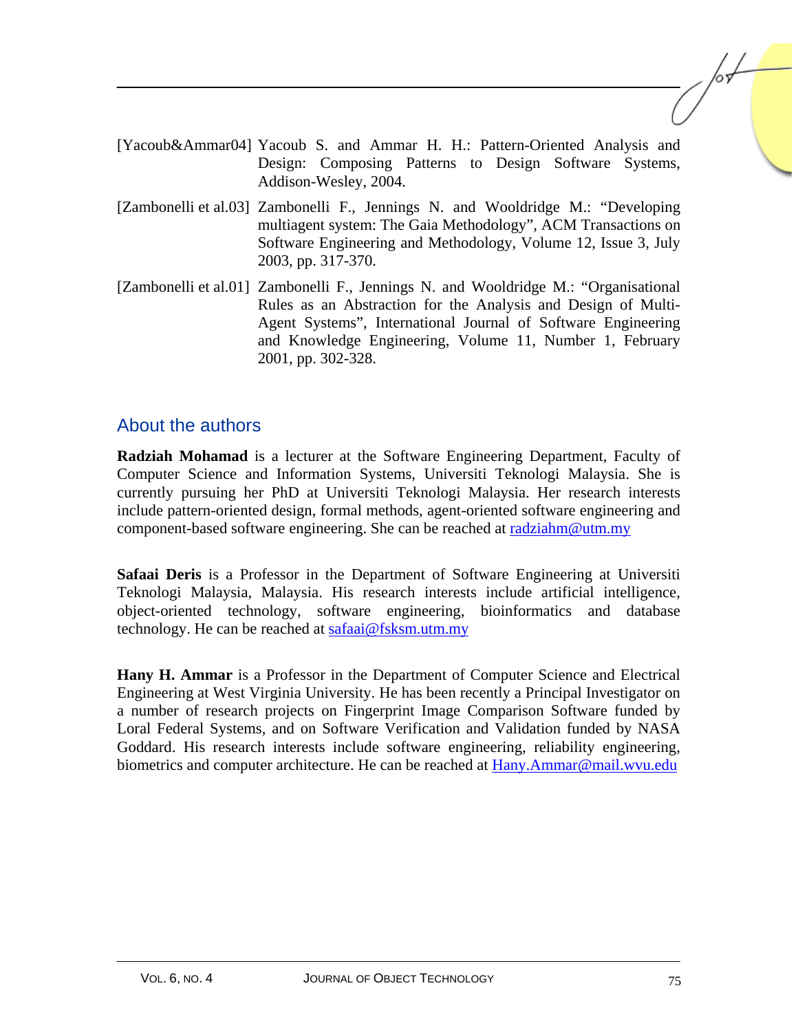[Yacoub&Ammar04] Yacoub S. and Ammar H. H.: Pattern-Oriented Analysis and Design: Composing Patterns to Design Software Systems, Addison-Wesley, 2004.

[Zambonelli et al.03] Zambonelli F., Jennings N. and Wooldridge M.: "Developing multiagent system: The Gaia Methodology", ACM Transactions on Software Engineering and Methodology, Volume 12, Issue 3, July 2003, pp. 317-370.

[Zambonelli et al.01] Zambonelli F., Jennings N. and Wooldridge M.: "Organisational Rules as an Abstraction for the Analysis and Design of Multi-Agent Systems", International Journal of Software Engineering and Knowledge Engineering, Volume 11, Number 1, February 2001, pp. 302-328.

## About the authors

**Radziah Mohamad** is a lecturer at the Software Engineering Department, Faculty of Computer Science and Information Systems, Universiti Teknologi Malaysia. She is currently pursuing her PhD at Universiti Teknologi Malaysia. Her research interests include pattern-oriented design, formal methods, agent-oriented software engineering and component-based software engineering. She can be reached at radziahm@utm.my

**Safaai Deris** is a Professor in the Department of Software Engineering at Universiti Teknologi Malaysia, Malaysia. His research interests include artificial intelligence, object-oriented technology, software engineering, bioinformatics and database technology. He can be reached at safaai@fsksm.utm.my

**Hany H. Ammar** is a Professor in the Department of Computer Science and Electrical Engineering at West Virginia University. He has been recently a Principal Investigator on a number of research projects on Fingerprint Image Comparison Software funded by Loral Federal Systems, and on Software Verification and Validation funded by NASA Goddard. His research interests include software engineering, reliability engineering, biometrics and computer architecture. He can be reached at Hany.Ammar@mail.wvu.edu